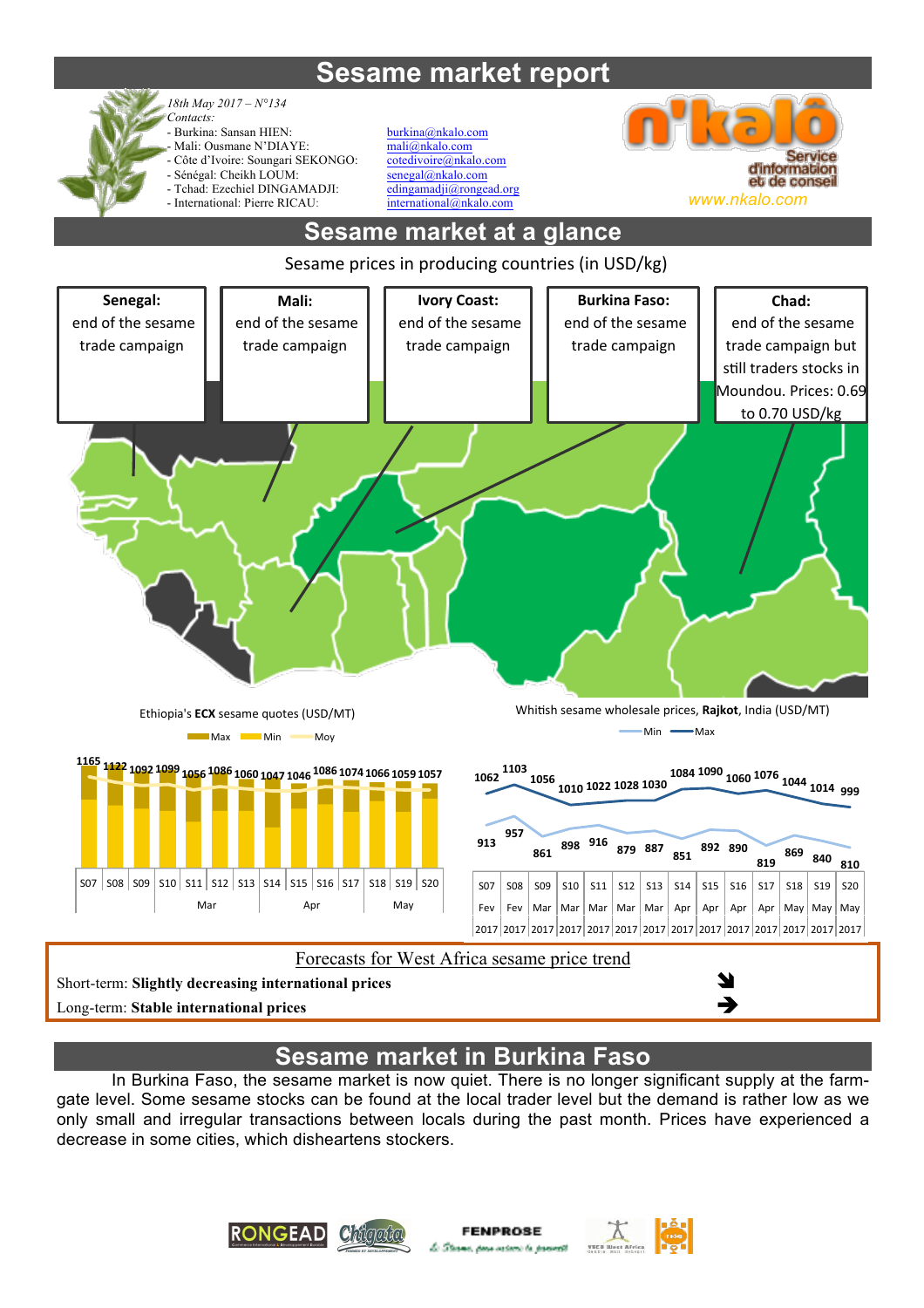# Sesame market report

*18th May 2017 – N°134*

*Contacts:*

- Burkina: Sansan HIEN: burkina@nkalo.com
- Mali: Ousmane N'DIAYE: mali@nkalo.com
- Côte d'Ivoire: Soungari SEKONGO: cotedivoire@nkalo.com
- Sénégal: Cheikh LOUM: senegal@nkalo.com
- Tchad: Ezechiel DINGAMADJI: edingamadji@rongead.org
- International: Pierre RICAU: international@nkalo.com

n'kalô – Service d'information et de conseil – www.nkalo.com

## Sesame market at a glance

Sesame prices in producing countries (in USD/kg)

**Senegal:** end of the sesame trade campaign

**Mali:** end of the sesame trade campaign

**Ivory Coast:** end of the sesame trade campaign

**Burkina Faso:** end of the sesame trade campaign

**Chad:** end of the sesame trade campaign but still traders stocks in Moundou. Prices: 0.69 to 0.70 USD/kg

Ethiopia's **ECX** sesame quotes (USD/MT)

Max / Min / Moy

| Week | S07 | S08 | S09 | S10 | S11 | S12 | S13 | S14 | S15 | S16 | S17 | S18 | S19 | S20 |
|---|---|---|---|---|---|---|---|---|---|---|---|---|---|---|
| Max | 1165 | 1122 | 1092 | 1099 | 1056 | 1086 | 1060 | 1047 | 1046 | 1086 | 1074 | 1066 | 1059 | 1057 |

Whitish sesame wholesale prices, **Rajkot**, India (USD/MT)

| Week | S07 | S08 | S09 | S10 | S11 | S12 | S13 | S14 | S15 | S16 | S17 | S18 | S19 | S20 |
|---|---|---|---|---|---|---|---|---|---|---|---|---|---|---|
| Month | Fev 2017 | Fev 2017 | Mar 2017 | Mar 2017 | Mar 2017 | Mar 2017 | Mar 2017 | Apr 2017 | Apr 2017 | Apr 2017 | Apr 2017 | May 2017 | May 2017 | May 2017 |
| Max | 1062 | 1103 | 1056 | 1010 | 1022 | 1028 | 1030 | 1084 | 1090 | 1060 | 1076 | 1044 | 1014 | 999 |
| Min | 913 | 957 | 861 | 898 | 916 | 879 | 887 | 851 | 892 | 890 | 819 | 869 | 840 | 810 |

### Forecasts for West Africa sesame price trend

Short-term: **Slightly decreasing international prices** ↘

Long-term: **Stable international prices** →

## Sesame market in Burkina Faso

In Burkina Faso, the sesame market is now quiet. There is no longer significant supply at the farm-gate level. Some sesame stocks can be found at the local trader level but the demand is rather low as we only small and irregular transactions between locals during the past month. Prices have experienced a decrease in some cities, which disheartens stockers.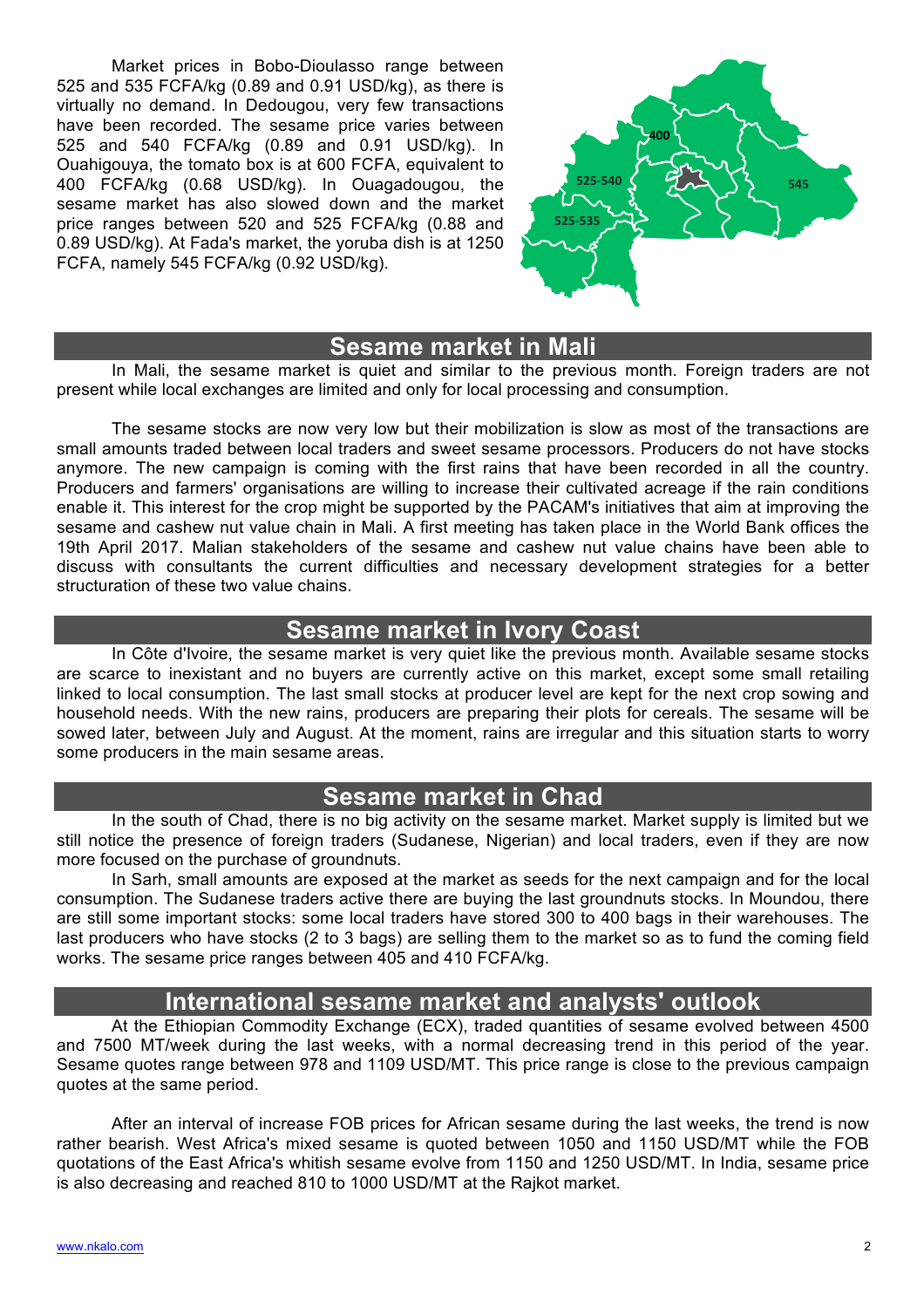Market prices in Bobo-Dioulasso range between 525 and 535 FCFA/kg (0.89 and 0.91 USD/kg), as there is virtually no demand. In Dedougou, very few transactions have been recorded. The sesame price varies between 525 and 540 FCFA/kg (0.89 and 0.91 USD/kg). In Ouahigouya, the tomato box is at 600 FCFA, equivalent to 400 FCFA/kg (0.68 USD/kg). In Ouagadougou, the sesame market has also slowed down and the market price ranges between 520 and 525 FCFA/kg (0.88 and 0.89 USD/kg). At Fada's market, the yoruba dish is at 1250 FCFA, namely 545 FCFA/kg (0.92 USD/kg).

400

525-540

545

525-535

## Sesame market in Mali

In Mali, the sesame market is quiet and similar to the previous month. Foreign traders are not present while local exchanges are limited and only for local processing and consumption.

The sesame stocks are now very low but their mobilization is slow as most of the transactions are small amounts traded between local traders and sweet sesame processors. Producers do not have stocks anymore. The new campaign is coming with the first rains that have been recorded in all the country. Producers and farmers' organisations are willing to increase their cultivated acreage if the rain conditions enable it. This interest for the crop might be supported by the PACAM's initiatives that aim at improving the sesame and cashew nut value chain in Mali. A first meeting has taken place in the World Bank offices the 19th April 2017. Malian stakeholders of the sesame and cashew nut value chains have been able to discuss with consultants the current difficulties and necessary development strategies for a better structuration of these two value chains.

## Sesame market in Ivory Coast

In Côte d'Ivoire, the sesame market is very quiet like the previous month. Available sesame stocks are scarce to inexistant and no buyers are currently active on this market, except some small retailing linked to local consumption. The last small stocks at producer level are kept for the next crop sowing and household needs. With the new rains, producers are preparing their plots for cereals. The sesame will be sowed later, between July and August. At the moment, rains are irregular and this situation starts to worry some producers in the main sesame areas.

## Sesame market in Chad

In the south of Chad, there is no big activity on the sesame market. Market supply is limited but we still notice the presence of foreign traders (Sudanese, Nigerian) and local traders, even if they are now more focused on the purchase of groundnuts.

In Sarh, small amounts are exposed at the market as seeds for the next campaign and for the local consumption. The Sudanese traders active there are buying the last groundnuts stocks. In Moundou, there are still some important stocks: some local traders have stored 300 to 400 bags in their warehouses. The last producers who have stocks (2 to 3 bags) are selling them to the market so as to fund the coming field works. The sesame price ranges between 405 and 410 FCFA/kg.

## International sesame market and analysts' outlook

At the Ethiopian Commodity Exchange (ECX), traded quantities of sesame evolved between 4500 and 7500 MT/week during the last weeks, with a normal decreasing trend in this period of the year. Sesame quotes range between 978 and 1109 USD/MT. This price range is close to the previous campaign quotes at the same period.

After an interval of increase FOB prices for African sesame during the last weeks, the trend is now rather bearish. West Africa's mixed sesame is quoted between 1050 and 1150 USD/MT while the FOB quotations of the East Africa's whitish sesame evolve from 1150 and 1250 USD/MT. In India, sesame price is also decreasing and reached 810 to 1000 USD/MT at the Rajkot market.

www.nkalo.com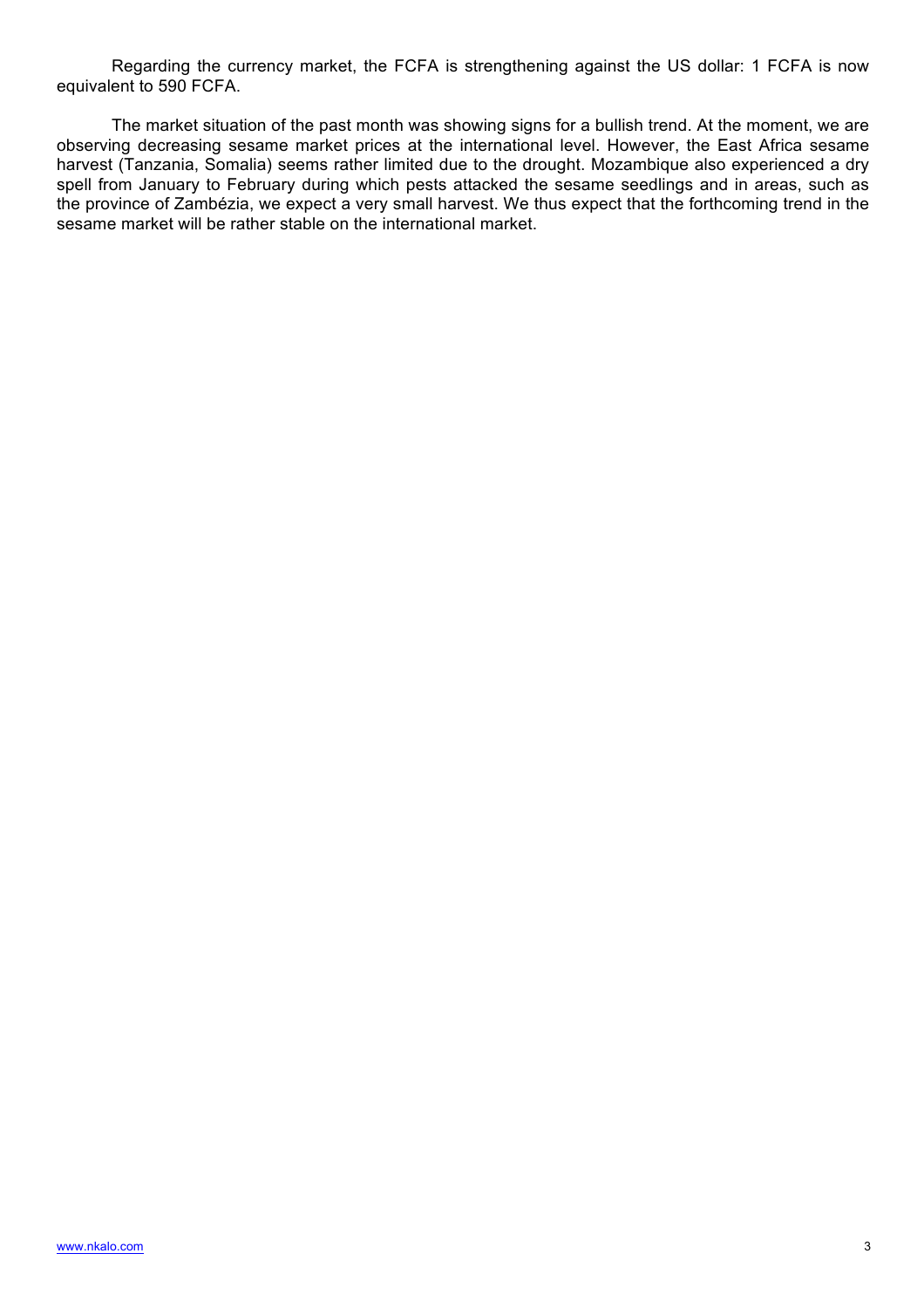Regarding the currency market, the FCFA is strengthening against the US dollar: 1 FCFA is now equivalent to 590 FCFA.

The market situation of the past month was showing signs for a bullish trend. At the moment, we are observing decreasing sesame market prices at the international level. However, the East Africa sesame harvest (Tanzania, Somalia) seems rather limited due to the drought. Mozambique also experienced a dry spell from January to February during which pests attacked the sesame seedlings and in areas, such as the province of Zambézia, we expect a very small harvest. We thus expect that the forthcoming trend in the sesame market will be rather stable on the international market.